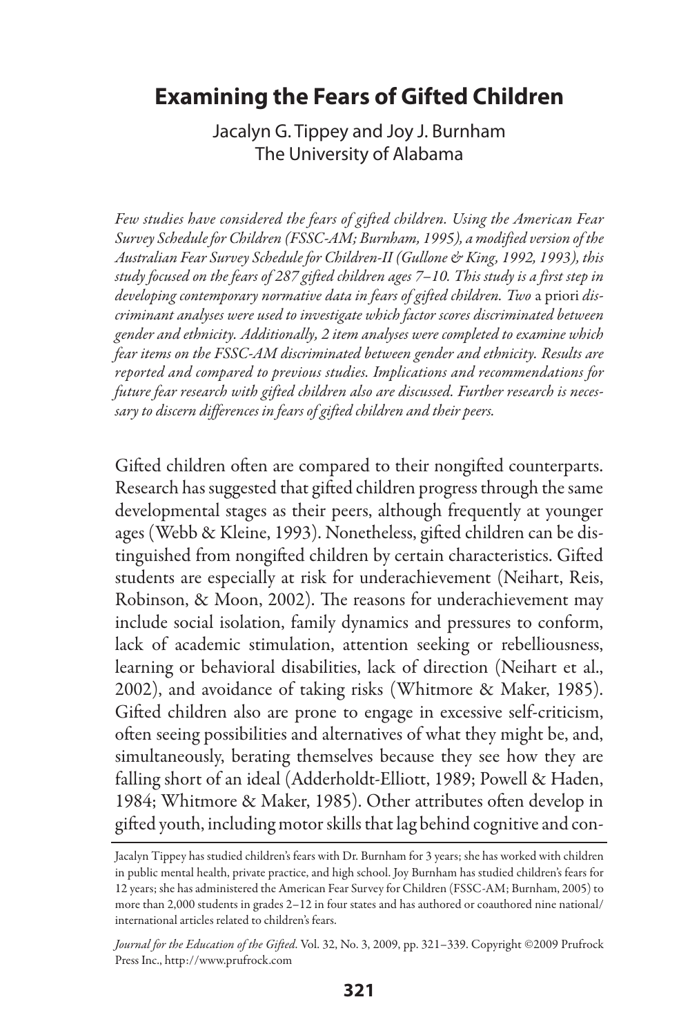# Examining the Fears of Gifted Children

Jacalyn G. Tippey and Joy J. Burnham
The University of Alabama

*Few studies have considered the fears of gifted children. Using the American Fear Survey Schedule for Children (FSSC-AM; Burnham, 1995), a modified version of the Australian Fear Survey Schedule for Children-II (Gullone & King, 1992, 1993), this study focused on the fears of 287 gifted children ages 7–10. This study is a first step in developing contemporary normative data in fears of gifted children. Two* a priori *discriminant analyses were used to investigate which factor scores discriminated between gender and ethnicity. Additionally, 2 item analyses were completed to examine which fear items on the FSSC-AM discriminated between gender and ethnicity. Results are reported and compared to previous studies. Implications and recommendations for future fear research with gifted children also are discussed. Further research is necessary to discern differences in fears of gifted children and their peers.*

Gifted children often are compared to their nongifted counterparts. Research has suggested that gifted children progress through the same developmental stages as their peers, although frequently at younger ages (Webb & Kleine, 1993). Nonetheless, gifted children can be distinguished from nongifted children by certain characteristics. Gifted students are especially at risk for underachievement (Neihart, Reis, Robinson, & Moon, 2002). The reasons for underachievement may include social isolation, family dynamics and pressures to conform, lack of academic stimulation, attention seeking or rebelliousness, learning or behavioral disabilities, lack of direction (Neihart et al., 2002), and avoidance of taking risks (Whitmore & Maker, 1985). Gifted children also are prone to engage in excessive self-criticism, often seeing possibilities and alternatives of what they might be, and, simultaneously, berating themselves because they see how they are falling short of an ideal (Adderholdt-Elliott, 1989; Powell & Haden, 1984; Whitmore & Maker, 1985). Other attributes often develop in gifted youth, including motor skills that lag behind cognitive and con-

---

Jacalyn Tippey has studied children's fears with Dr. Burnham for 3 years; she has worked with children in public mental health, private practice, and high school. Joy Burnham has studied children's fears for 12 years; she has administered the American Fear Survey for Children (FSSC-AM; Burnham, 2005) to more than 2,000 students in grades 2–12 in four states and has authored or coauthored nine national/international articles related to children's fears.

*Journal for the Education of the Gifted*. Vol. 32, No. 3, 2009, pp. 321–339. Copyright ©2009 Prufrock Press Inc., http://www.prufrock.com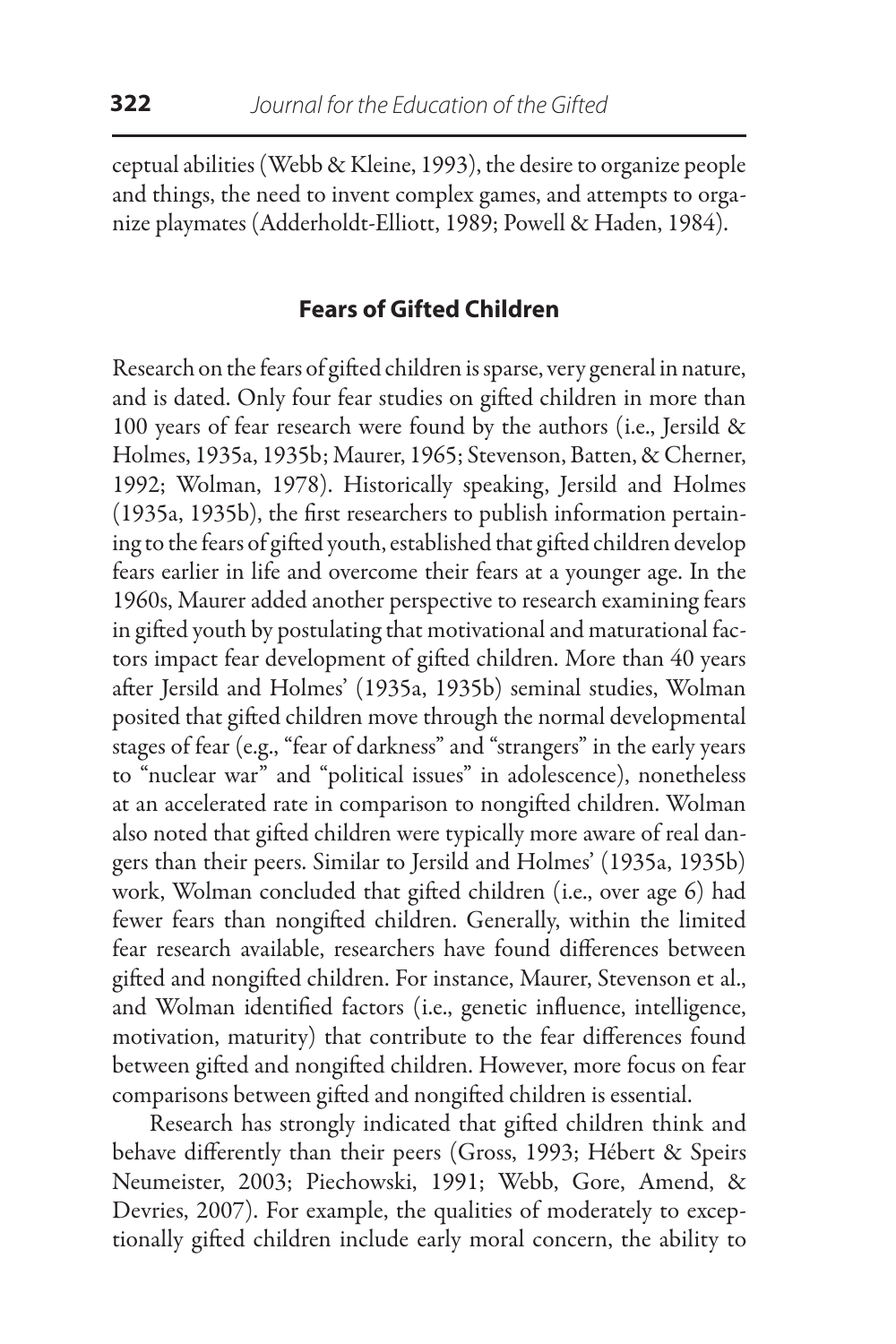ceptual abilities (Webb & Kleine, 1993), the desire to organize people and things, the need to invent complex games, and attempts to organize playmates (Adderholdt-Elliott, 1989; Powell & Haden, 1984).

## Fears of Gifted Children

Research on the fears of gifted children is sparse, very general in nature, and is dated. Only four fear studies on gifted children in more than 100 years of fear research were found by the authors (i.e., Jersild & Holmes, 1935a, 1935b; Maurer, 1965; Stevenson, Batten, & Cherner, 1992; Wolman, 1978). Historically speaking, Jersild and Holmes (1935a, 1935b), the first researchers to publish information pertaining to the fears of gifted youth, established that gifted children develop fears earlier in life and overcome their fears at a younger age. In the 1960s, Maurer added another perspective to research examining fears in gifted youth by postulating that motivational and maturational factors impact fear development of gifted children. More than 40 years after Jersild and Holmes' (1935a, 1935b) seminal studies, Wolman posited that gifted children move through the normal developmental stages of fear (e.g., "fear of darkness" and "strangers" in the early years to "nuclear war" and "political issues" in adolescence), nonetheless at an accelerated rate in comparison to nongifted children. Wolman also noted that gifted children were typically more aware of real dangers than their peers. Similar to Jersild and Holmes' (1935a, 1935b) work, Wolman concluded that gifted children (i.e., over age 6) had fewer fears than nongifted children. Generally, within the limited fear research available, researchers have found differences between gifted and nongifted children. For instance, Maurer, Stevenson et al., and Wolman identified factors (i.e., genetic influence, intelligence, motivation, maturity) that contribute to the fear differences found between gifted and nongifted children. However, more focus on fear comparisons between gifted and nongifted children is essential.

Research has strongly indicated that gifted children think and behave differently than their peers (Gross, 1993; Hébert & Speirs Neumeister, 2003; Piechowski, 1991; Webb, Gore, Amend, & Devries, 2007). For example, the qualities of moderately to exceptionally gifted children include early moral concern, the ability to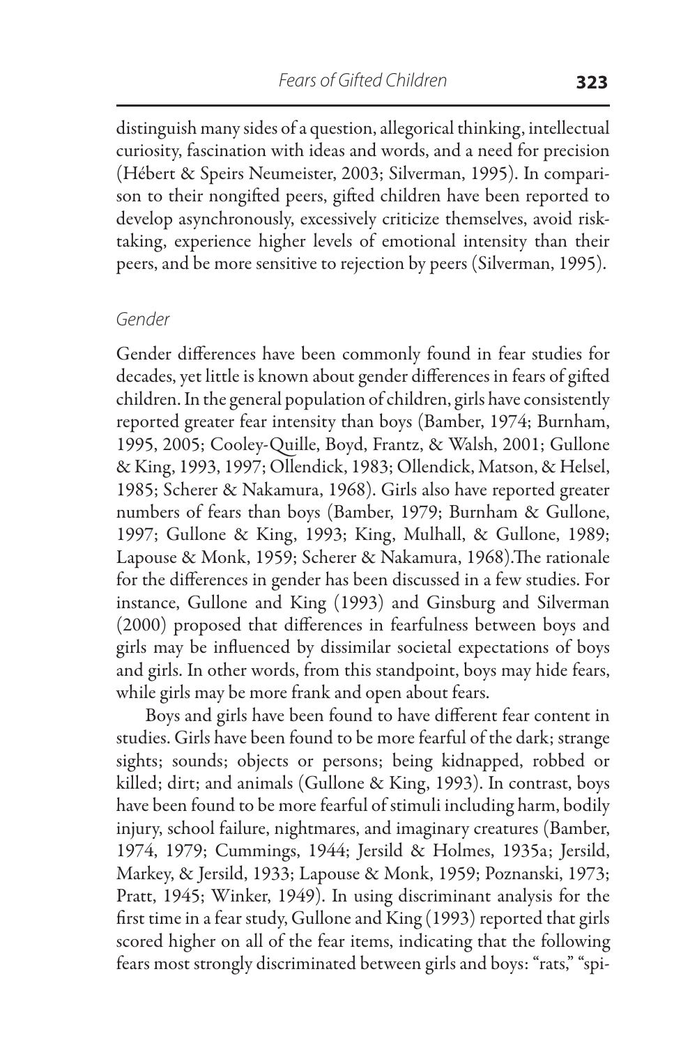distinguish many sides of a question, allegorical thinking, intellectual curiosity, fascination with ideas and words, and a need for precision (Hébert & Speirs Neumeister, 2003; Silverman, 1995). In comparison to their nongifted peers, gifted children have been reported to develop asynchronously, excessively criticize themselves, avoid risk-taking, experience higher levels of emotional intensity than their peers, and be more sensitive to rejection by peers (Silverman, 1995).

### *Gender*

Gender differences have been commonly found in fear studies for decades, yet little is known about gender differences in fears of gifted children. In the general population of children, girls have consistently reported greater fear intensity than boys (Bamber, 1974; Burnham, 1995, 2005; Cooley-Quille, Boyd, Frantz, & Walsh, 2001; Gullone & King, 1993, 1997; Ollendick, 1983; Ollendick, Matson, & Helsel, 1985; Scherer & Nakamura, 1968). Girls also have reported greater numbers of fears than boys (Bamber, 1979; Burnham & Gullone, 1997; Gullone & King, 1993; King, Mulhall, & Gullone, 1989; Lapouse & Monk, 1959; Scherer & Nakamura, 1968).The rationale for the differences in gender has been discussed in a few studies. For instance, Gullone and King (1993) and Ginsburg and Silverman (2000) proposed that differences in fearfulness between boys and girls may be influenced by dissimilar societal expectations of boys and girls. In other words, from this standpoint, boys may hide fears, while girls may be more frank and open about fears.

Boys and girls have been found to have different fear content in studies. Girls have been found to be more fearful of the dark; strange sights; sounds; objects or persons; being kidnapped, robbed or killed; dirt; and animals (Gullone & King, 1993). In contrast, boys have been found to be more fearful of stimuli including harm, bodily injury, school failure, nightmares, and imaginary creatures (Bamber, 1974, 1979; Cummings, 1944; Jersild & Holmes, 1935a; Jersild, Markey, & Jersild, 1933; Lapouse & Monk, 1959; Poznanski, 1973; Pratt, 1945; Winker, 1949). In using discriminant analysis for the first time in a fear study, Gullone and King (1993) reported that girls scored higher on all of the fear items, indicating that the following fears most strongly discriminated between girls and boys: "rats," "spi-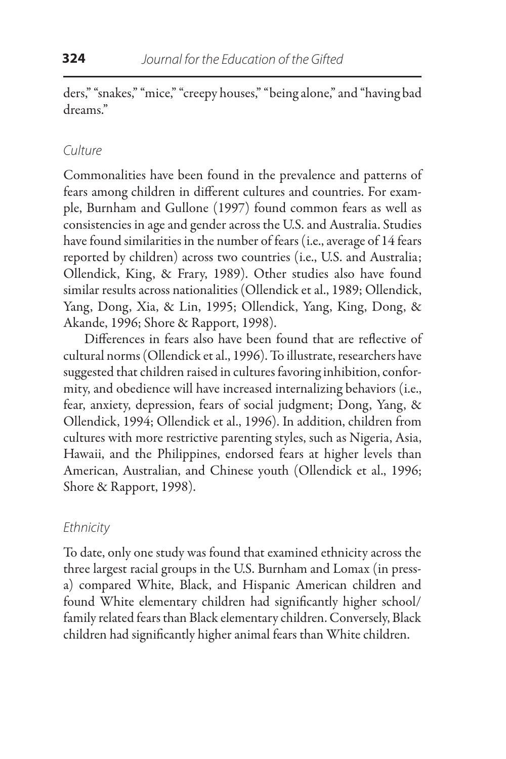ders," "snakes," "mice," "creepy houses," "being alone," and "having bad dreams."

### *Culture*

Commonalities have been found in the prevalence and patterns of fears among children in different cultures and countries. For example, Burnham and Gullone (1997) found common fears as well as consistencies in age and gender across the U.S. and Australia. Studies have found similarities in the number of fears (i.e., average of 14 fears reported by children) across two countries (i.e., U.S. and Australia; Ollendick, King, & Frary, 1989). Other studies also have found similar results across nationalities (Ollendick et al., 1989; Ollendick, Yang, Dong, Xia, & Lin, 1995; Ollendick, Yang, King, Dong, & Akande, 1996; Shore & Rapport, 1998).

Differences in fears also have been found that are reflective of cultural norms (Ollendick et al., 1996). To illustrate, researchers have suggested that children raised in cultures favoring inhibition, conformity, and obedience will have increased internalizing behaviors (i.e., fear, anxiety, depression, fears of social judgment; Dong, Yang, & Ollendick, 1994; Ollendick et al., 1996). In addition, children from cultures with more restrictive parenting styles, such as Nigeria, Asia, Hawaii, and the Philippines, endorsed fears at higher levels than American, Australian, and Chinese youth (Ollendick et al., 1996; Shore & Rapport, 1998).

### *Ethnicity*

To date, only one study was found that examined ethnicity across the three largest racial groups in the U.S. Burnham and Lomax (in press-a) compared White, Black, and Hispanic American children and found White elementary children had significantly higher school/family related fears than Black elementary children. Conversely, Black children had significantly higher animal fears than White children.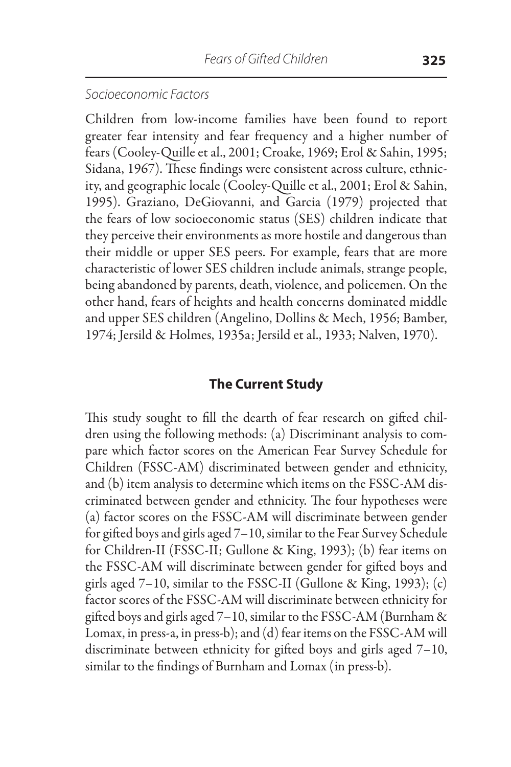*Socioeconomic Factors*

Children from low-income families have been found to report greater fear intensity and fear frequency and a higher number of fears (Cooley-Quille et al., 2001; Croake, 1969; Erol & Sahin, 1995; Sidana, 1967). These findings were consistent across culture, ethnicity, and geographic locale (Cooley-Quille et al., 2001; Erol & Sahin, 1995). Graziano, DeGiovanni, and Garcia (1979) projected that the fears of low socioeconomic status (SES) children indicate that they perceive their environments as more hostile and dangerous than their middle or upper SES peers. For example, fears that are more characteristic of lower SES children include animals, strange people, being abandoned by parents, death, violence, and policemen. On the other hand, fears of heights and health concerns dominated middle and upper SES children (Angelino, Dollins & Mech, 1956; Bamber, 1974; Jersild & Holmes, 1935a; Jersild et al., 1933; Nalven, 1970).

## The Current Study

This study sought to fill the dearth of fear research on gifted children using the following methods: (a) Discriminant analysis to compare which factor scores on the American Fear Survey Schedule for Children (FSSC-AM) discriminated between gender and ethnicity, and (b) item analysis to determine which items on the FSSC-AM discriminated between gender and ethnicity. The four hypotheses were (a) factor scores on the FSSC-AM will discriminate between gender for gifted boys and girls aged 7–10, similar to the Fear Survey Schedule for Children-II (FSSC-II; Gullone & King, 1993); (b) fear items on the FSSC-AM will discriminate between gender for gifted boys and girls aged 7–10, similar to the FSSC-II (Gullone & King, 1993); (c) factor scores of the FSSC-AM will discriminate between ethnicity for gifted boys and girls aged 7–10, similar to the FSSC-AM (Burnham & Lomax, in press-a, in press-b); and (d) fear items on the FSSC-AM will discriminate between ethnicity for gifted boys and girls aged 7–10, similar to the findings of Burnham and Lomax (in press-b).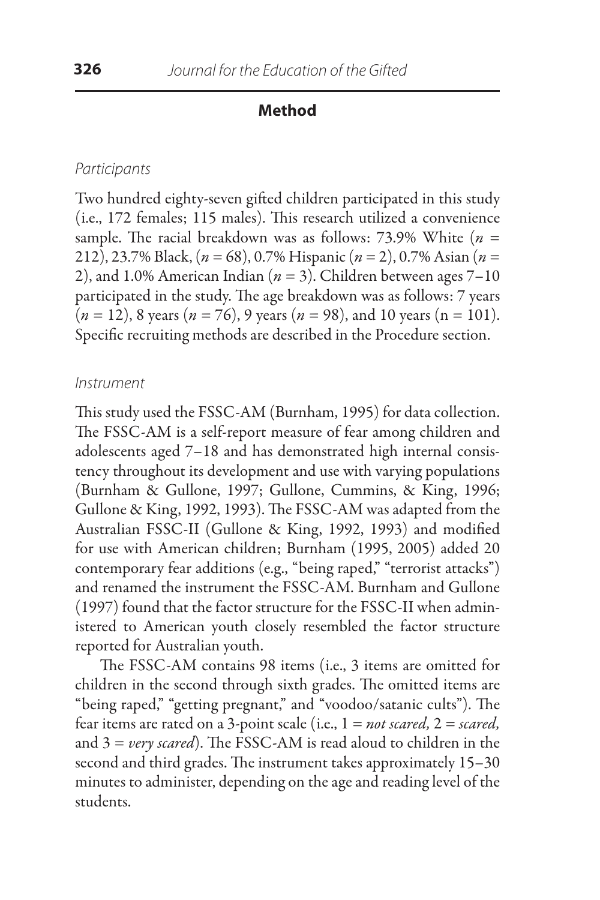## Method

### Participants

Two hundred eighty-seven gifted children participated in this study (i.e., 172 females; 115 males). This research utilized a convenience sample. The racial breakdown was as follows: 73.9% White (*n* = 212), 23.7% Black, (*n* = 68), 0.7% Hispanic (*n* = 2), 0.7% Asian (*n* = 2), and 1.0% American Indian (*n* = 3). Children between ages 7–10 participated in the study. The age breakdown was as follows: 7 years (*n* = 12), 8 years (*n* = 76), 9 years (*n* = 98), and 10 years (n = 101). Specific recruiting methods are described in the Procedure section.

### Instrument

This study used the FSSC-AM (Burnham, 1995) for data collection. The FSSC-AM is a self-report measure of fear among children and adolescents aged 7–18 and has demonstrated high internal consistency throughout its development and use with varying populations (Burnham & Gullone, 1997; Gullone, Cummins, & King, 1996; Gullone & King, 1992, 1993). The FSSC-AM was adapted from the Australian FSSC-II (Gullone & King, 1992, 1993) and modified for use with American children; Burnham (1995, 2005) added 20 contemporary fear additions (e.g., "being raped," "terrorist attacks") and renamed the instrument the FSSC-AM. Burnham and Gullone (1997) found that the factor structure for the FSSC-II when administered to American youth closely resembled the factor structure reported for Australian youth.

The FSSC-AM contains 98 items (i.e., 3 items are omitted for children in the second through sixth grades. The omitted items are "being raped," "getting pregnant," and "voodoo/satanic cults"). The fear items are rated on a 3-point scale (i.e., 1 = *not scared,* 2 = *scared,* and 3 = *very scared*). The FSSC-AM is read aloud to children in the second and third grades. The instrument takes approximately 15–30 minutes to administer, depending on the age and reading level of the students.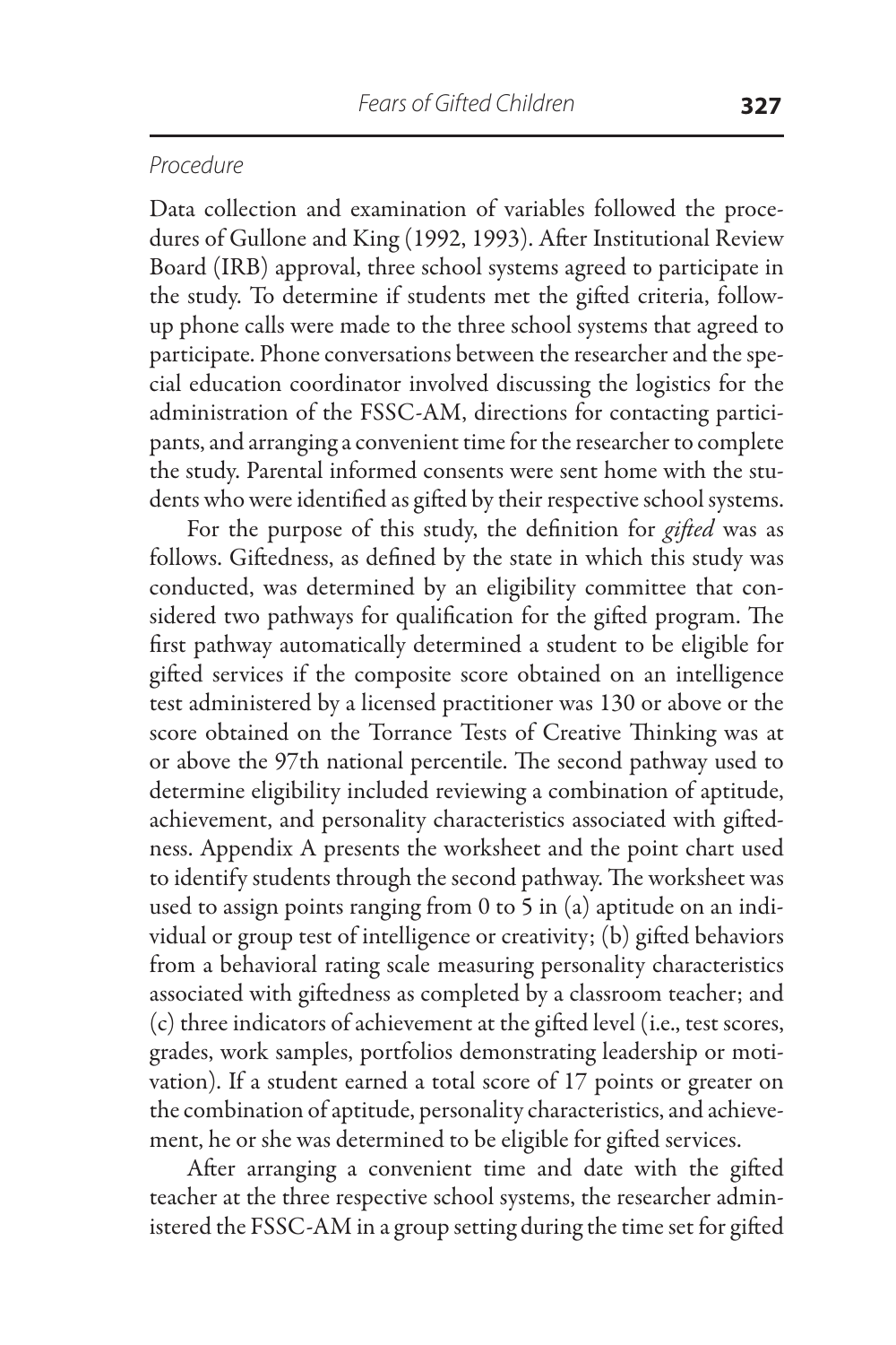### Procedure

Data collection and examination of variables followed the procedures of Gullone and King (1992, 1993). After Institutional Review Board (IRB) approval, three school systems agreed to participate in the study. To determine if students met the gifted criteria, follow-up phone calls were made to the three school systems that agreed to participate. Phone conversations between the researcher and the special education coordinator involved discussing the logistics for the administration of the FSSC-AM, directions for contacting participants, and arranging a convenient time for the researcher to complete the study. Parental informed consents were sent home with the students who were identified as gifted by their respective school systems.

For the purpose of this study, the definition for *gifted* was as follows. Giftedness, as defined by the state in which this study was conducted, was determined by an eligibility committee that considered two pathways for qualification for the gifted program. The first pathway automatically determined a student to be eligible for gifted services if the composite score obtained on an intelligence test administered by a licensed practitioner was 130 or above or the score obtained on the Torrance Tests of Creative Thinking was at or above the 97th national percentile. The second pathway used to determine eligibility included reviewing a combination of aptitude, achievement, and personality characteristics associated with giftedness. Appendix A presents the worksheet and the point chart used to identify students through the second pathway. The worksheet was used to assign points ranging from 0 to 5 in (a) aptitude on an individual or group test of intelligence or creativity; (b) gifted behaviors from a behavioral rating scale measuring personality characteristics associated with giftedness as completed by a classroom teacher; and (c) three indicators of achievement at the gifted level (i.e., test scores, grades, work samples, portfolios demonstrating leadership or motivation). If a student earned a total score of 17 points or greater on the combination of aptitude, personality characteristics, and achievement, he or she was determined to be eligible for gifted services.

After arranging a convenient time and date with the gifted teacher at the three respective school systems, the researcher administered the FSSC-AM in a group setting during the time set for gifted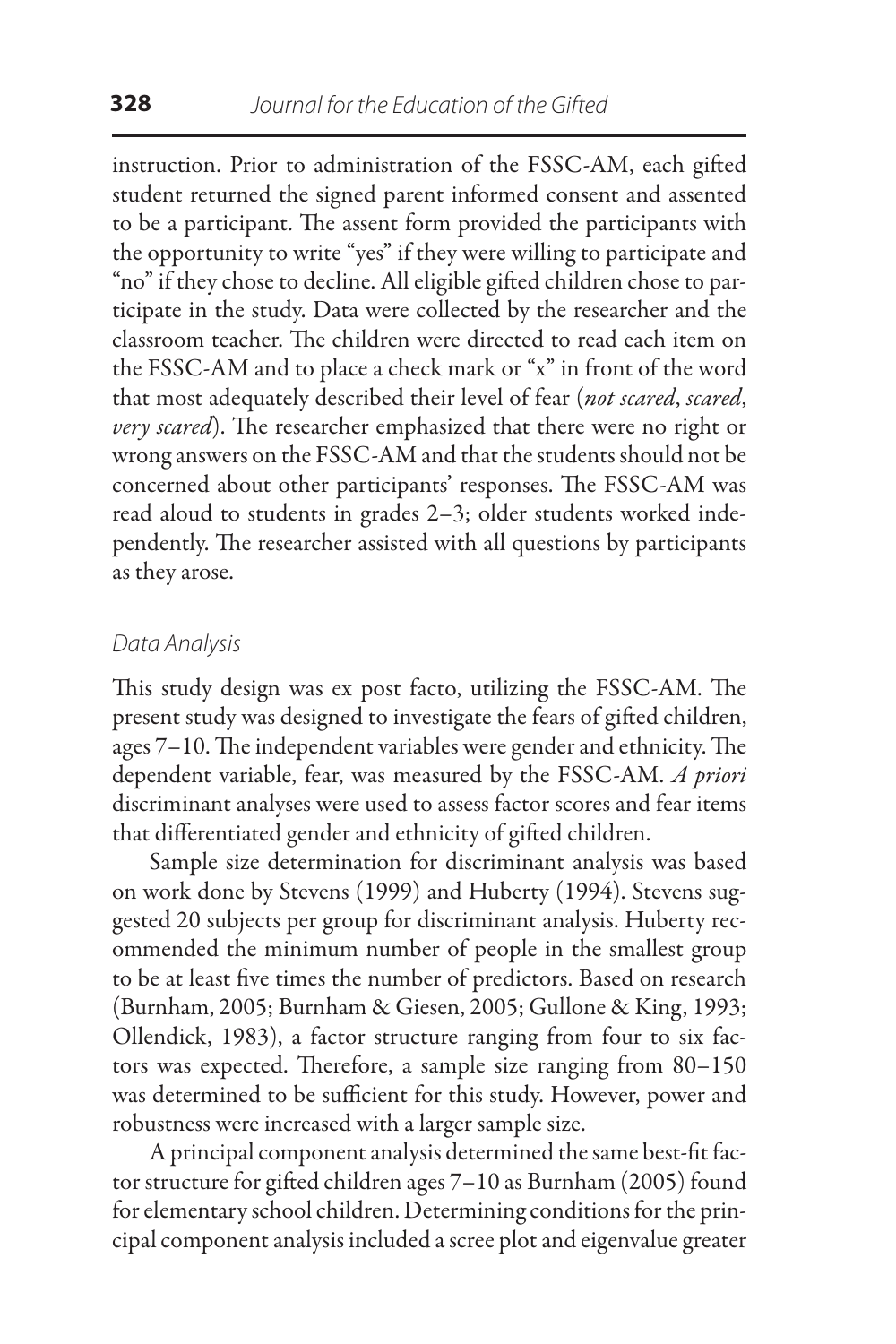instruction. Prior to administration of the FSSC-AM, each gifted student returned the signed parent informed consent and assented to be a participant. The assent form provided the participants with the opportunity to write "yes" if they were willing to participate and "no" if they chose to decline. All eligible gifted children chose to participate in the study. Data were collected by the researcher and the classroom teacher. The children were directed to read each item on the FSSC-AM and to place a check mark or "x" in front of the word that most adequately described their level of fear (*not scared*, *scared*, *very scared*). The researcher emphasized that there were no right or wrong answers on the FSSC-AM and that the students should not be concerned about other participants' responses. The FSSC-AM was read aloud to students in grades 2–3; older students worked independently. The researcher assisted with all questions by participants as they arose.

### *Data Analysis*

This study design was ex post facto, utilizing the FSSC-AM. The present study was designed to investigate the fears of gifted children, ages 7–10. The independent variables were gender and ethnicity. The dependent variable, fear, was measured by the FSSC-AM. *A priori* discriminant analyses were used to assess factor scores and fear items that differentiated gender and ethnicity of gifted children.

Sample size determination for discriminant analysis was based on work done by Stevens (1999) and Huberty (1994). Stevens suggested 20 subjects per group for discriminant analysis. Huberty recommended the minimum number of people in the smallest group to be at least five times the number of predictors. Based on research (Burnham, 2005; Burnham & Giesen, 2005; Gullone & King, 1993; Ollendick, 1983), a factor structure ranging from four to six factors was expected. Therefore, a sample size ranging from 80–150 was determined to be sufficient for this study. However, power and robustness were increased with a larger sample size.

A principal component analysis determined the same best-fit factor structure for gifted children ages 7–10 as Burnham (2005) found for elementary school children. Determining conditions for the principal component analysis included a scree plot and eigenvalue greater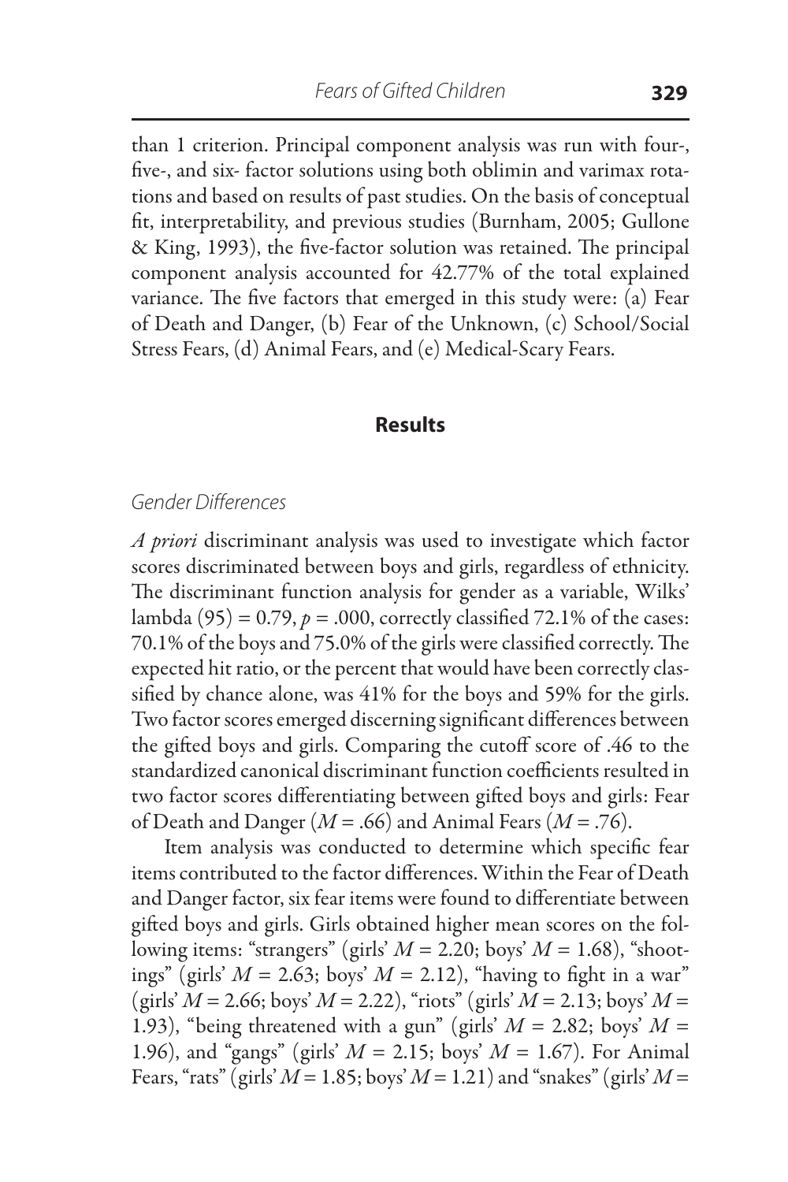than 1 criterion. Principal component analysis was run with four-, five-, and six- factor solutions using both oblimin and varimax rotations and based on results of past studies. On the basis of conceptual fit, interpretability, and previous studies (Burnham, 2005; Gullone & King, 1993), the five-factor solution was retained. The principal component analysis accounted for 42.77% of the total explained variance. The five factors that emerged in this study were: (a) Fear of Death and Danger, (b) Fear of the Unknown, (c) School/Social Stress Fears, (d) Animal Fears, and (e) Medical-Scary Fears.

## Results

### *Gender Differences*

*A priori* discriminant analysis was used to investigate which factor scores discriminated between boys and girls, regardless of ethnicity. The discriminant function analysis for gender as a variable, Wilks' lambda (95) = 0.79, $p = .000$, correctly classified 72.1% of the cases: 70.1% of the boys and 75.0% of the girls were classified correctly. The expected hit ratio, or the percent that would have been correctly classified by chance alone, was 41% for the boys and 59% for the girls. Two factor scores emerged discerning significant differences between the gifted boys and girls. Comparing the cutoff score of .46 to the standardized canonical discriminant function coefficients resulted in two factor scores differentiating between gifted boys and girls: Fear of Death and Danger ($M = .66$) and Animal Fears ($M = .76$).

Item analysis was conducted to determine which specific fear items contributed to the factor differences. Within the Fear of Death and Danger factor, six fear items were found to differentiate between gifted boys and girls. Girls obtained higher mean scores on the following items: "strangers" (girls' $M = 2.20$; boys' $M = 1.68$), "shootings" (girls' $M = 2.63$; boys' $M = 2.12$), "having to fight in a war" (girls' $M = 2.66$; boys' $M = 2.22$), "riots" (girls' $M = 2.13$; boys' $M = 1.93$), "being threatened with a gun" (girls' $M = 2.82$; boys' $M = 1.96$), and "gangs" (girls' $M = 2.15$; boys' $M = 1.67$). For Animal Fears, "rats" (girls' $M = 1.85$; boys' $M = 1.21$) and "snakes" (girls' $M =$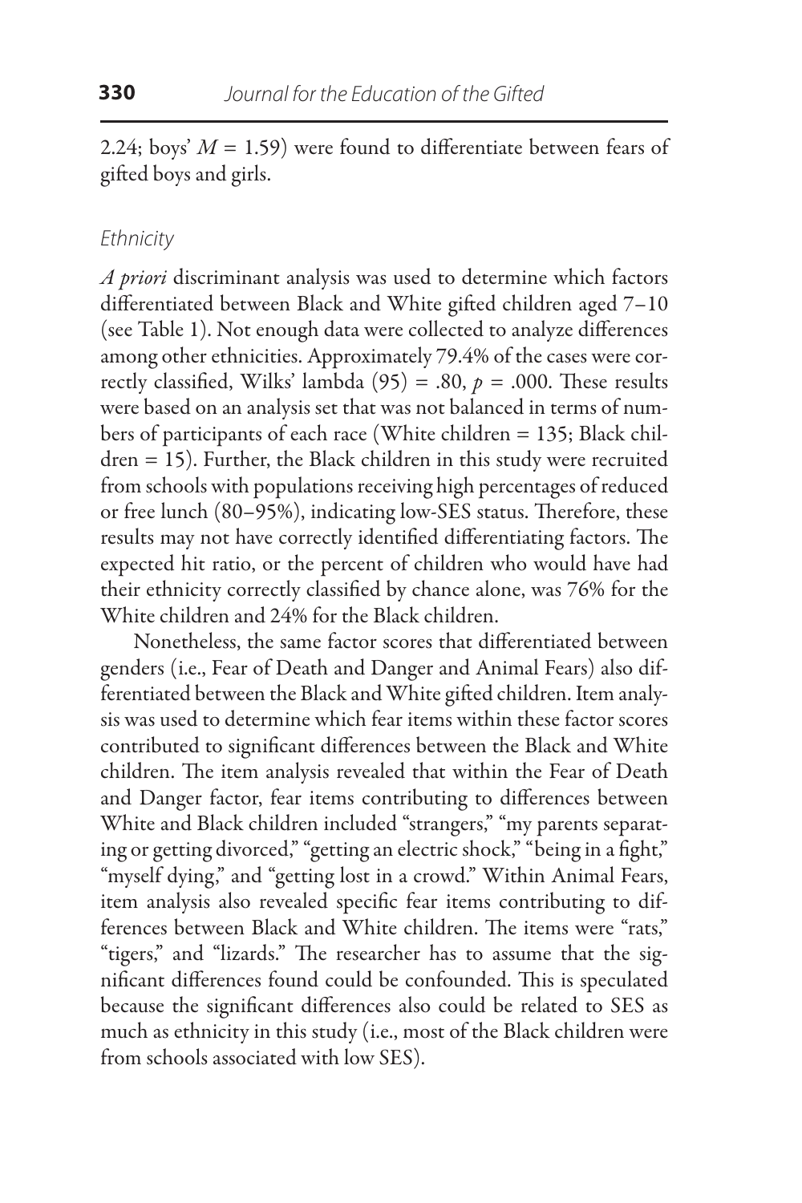2.24; boys' $M = 1.59$) were found to differentiate between fears of gifted boys and girls.

### *Ethnicity*

*A priori* discriminant analysis was used to determine which factors differentiated between Black and White gifted children aged 7–10 (see Table 1). Not enough data were collected to analyze differences among other ethnicities. Approximately 79.4% of the cases were correctly classified, Wilks' lambda $(95) = .80$, $p = .000$. These results were based on an analysis set that was not balanced in terms of numbers of participants of each race (White children = 135; Black children = 15). Further, the Black children in this study were recruited from schools with populations receiving high percentages of reduced or free lunch (80–95%), indicating low-SES status. Therefore, these results may not have correctly identified differentiating factors. The expected hit ratio, or the percent of children who would have had their ethnicity correctly classified by chance alone, was 76% for the White children and 24% for the Black children.

Nonetheless, the same factor scores that differentiated between genders (i.e., Fear of Death and Danger and Animal Fears) also differentiated between the Black and White gifted children. Item analysis was used to determine which fear items within these factor scores contributed to significant differences between the Black and White children. The item analysis revealed that within the Fear of Death and Danger factor, fear items contributing to differences between White and Black children included "strangers," "my parents separating or getting divorced," "getting an electric shock," "being in a fight," "myself dying," and "getting lost in a crowd." Within Animal Fears, item analysis also revealed specific fear items contributing to differences between Black and White children. The items were "rats," "tigers," and "lizards." The researcher has to assume that the significant differences found could be confounded. This is speculated because the significant differences also could be related to SES as much as ethnicity in this study (i.e., most of the Black children were from schools associated with low SES).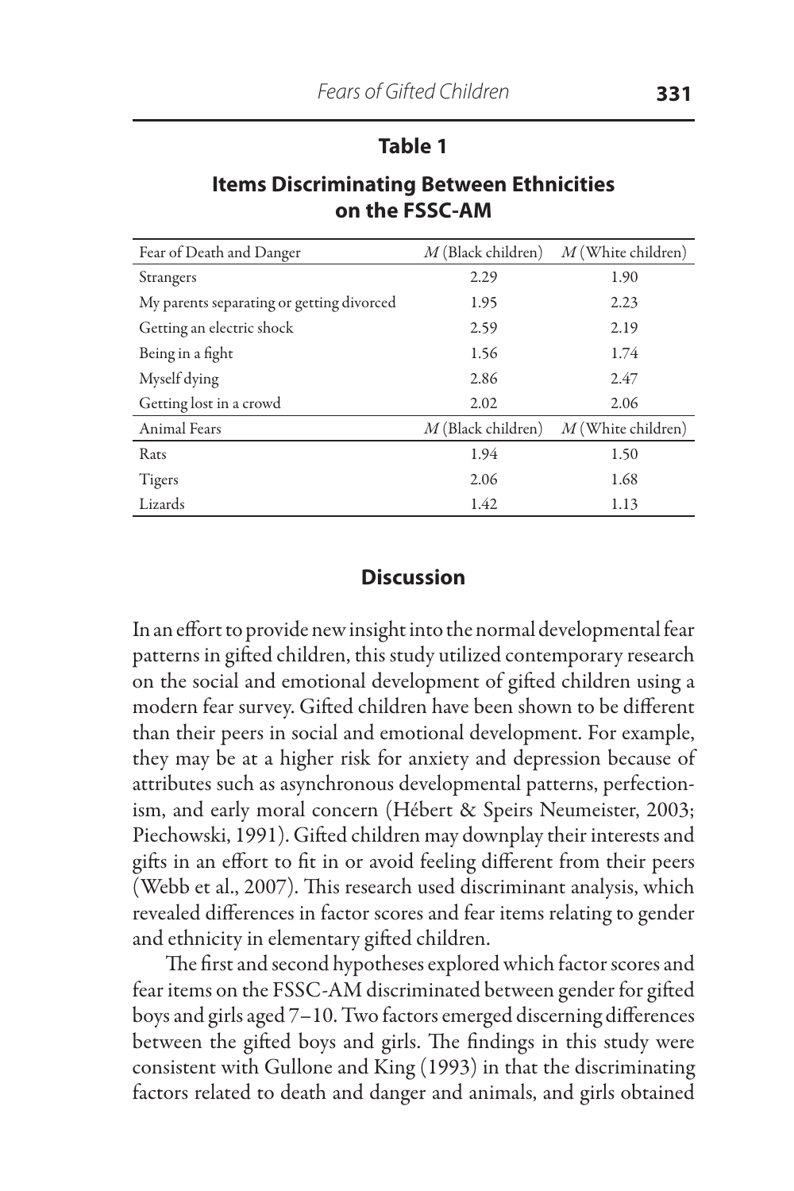**Table 1**

**Items Discriminating Between Ethnicities on the FSSC-AM**

| Fear of Death and Danger | *M* (Black children) | *M* (White children) |
|---|---|---|
| Strangers | 2.29 | 1.90 |
| My parents separating or getting divorced | 1.95 | 2.23 |
| Getting an electric shock | 2.59 | 2.19 |
| Being in a fight | 1.56 | 1.74 |
| Myself dying | 2.86 | 2.47 |
| Getting lost in a crowd | 2.02 | 2.06 |
| **Animal Fears** | *M* (Black children) | *M* (White children) |
| Rats | 1.94 | 1.50 |
| Tigers | 2.06 | 1.68 |
| Lizards | 1.42 | 1.13 |

## Discussion

In an effort to provide new insight into the normal developmental fear patterns in gifted children, this study utilized contemporary research on the social and emotional development of gifted children using a modern fear survey. Gifted children have been shown to be different than their peers in social and emotional development. For example, they may be at a higher risk for anxiety and depression because of attributes such as asynchronous developmental patterns, perfectionism, and early moral concern (Hébert & Speirs Neumeister, 2003; Piechowski, 1991). Gifted children may downplay their interests and gifts in an effort to fit in or avoid feeling different from their peers (Webb et al., 2007). This research used discriminant analysis, which revealed differences in factor scores and fear items relating to gender and ethnicity in elementary gifted children.

The first and second hypotheses explored which factor scores and fear items on the FSSC-AM discriminated between gender for gifted boys and girls aged 7–10. Two factors emerged discerning differences between the gifted boys and girls. The findings in this study were consistent with Gullone and King (1993) in that the discriminating factors related to death and danger and animals, and girls obtained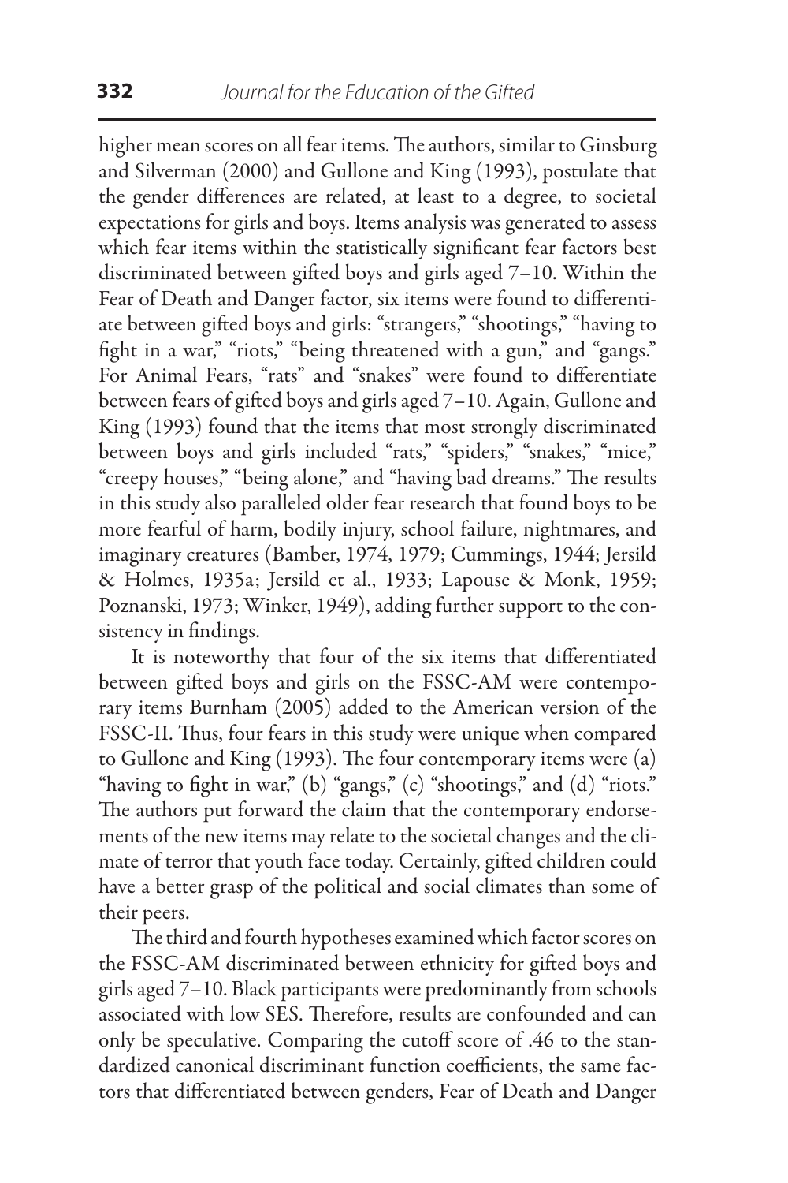higher mean scores on all fear items. The authors, similar to Ginsburg and Silverman (2000) and Gullone and King (1993), postulate that the gender differences are related, at least to a degree, to societal expectations for girls and boys. Items analysis was generated to assess which fear items within the statistically significant fear factors best discriminated between gifted boys and girls aged 7–10. Within the Fear of Death and Danger factor, six items were found to differentiate between gifted boys and girls: "strangers," "shootings," "having to fight in a war," "riots," "being threatened with a gun," and "gangs." For Animal Fears, "rats" and "snakes" were found to differentiate between fears of gifted boys and girls aged 7–10. Again, Gullone and King (1993) found that the items that most strongly discriminated between boys and girls included "rats," "spiders," "snakes," "mice," "creepy houses," "being alone," and "having bad dreams." The results in this study also paralleled older fear research that found boys to be more fearful of harm, bodily injury, school failure, nightmares, and imaginary creatures (Bamber, 1974, 1979; Cummings, 1944; Jersild & Holmes, 1935a; Jersild et al., 1933; Lapouse & Monk, 1959; Poznanski, 1973; Winker, 1949), adding further support to the consistency in findings.

It is noteworthy that four of the six items that differentiated between gifted boys and girls on the FSSC-AM were contemporary items Burnham (2005) added to the American version of the FSSC-II. Thus, four fears in this study were unique when compared to Gullone and King (1993). The four contemporary items were (a) "having to fight in war," (b) "gangs," (c) "shootings," and (d) "riots." The authors put forward the claim that the contemporary endorsements of the new items may relate to the societal changes and the climate of terror that youth face today. Certainly, gifted children could have a better grasp of the political and social climates than some of their peers.

The third and fourth hypotheses examined which factor scores on the FSSC-AM discriminated between ethnicity for gifted boys and girls aged 7–10. Black participants were predominantly from schools associated with low SES. Therefore, results are confounded and can only be speculative. Comparing the cutoff score of .46 to the standardized canonical discriminant function coefficients, the same factors that differentiated between genders, Fear of Death and Danger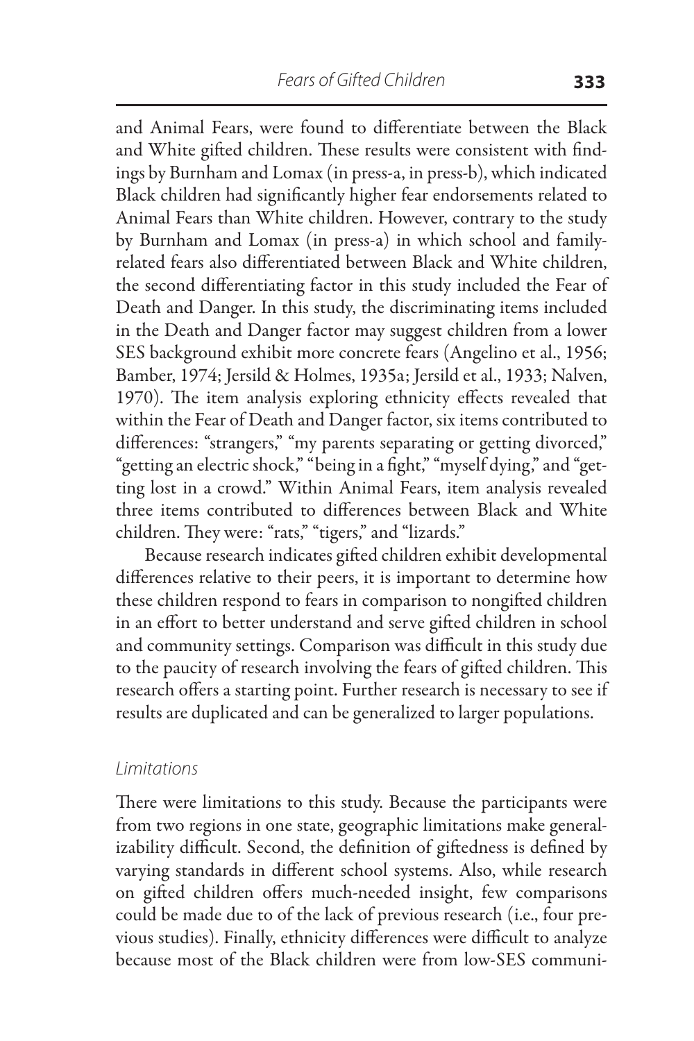and Animal Fears, were found to differentiate between the Black and White gifted children. These results were consistent with findings by Burnham and Lomax (in press-a, in press-b), which indicated Black children had significantly higher fear endorsements related to Animal Fears than White children. However, contrary to the study by Burnham and Lomax (in press-a) in which school and family-related fears also differentiated between Black and White children, the second differentiating factor in this study included the Fear of Death and Danger. In this study, the discriminating items included in the Death and Danger factor may suggest children from a lower SES background exhibit more concrete fears (Angelino et al., 1956; Bamber, 1974; Jersild & Holmes, 1935a; Jersild et al., 1933; Nalven, 1970). The item analysis exploring ethnicity effects revealed that within the Fear of Death and Danger factor, six items contributed to differences: "strangers," "my parents separating or getting divorced," "getting an electric shock," "being in a fight," "myself dying," and "getting lost in a crowd." Within Animal Fears, item analysis revealed three items contributed to differences between Black and White children. They were: "rats," "tigers," and "lizards."

Because research indicates gifted children exhibit developmental differences relative to their peers, it is important to determine how these children respond to fears in comparison to nongifted children in an effort to better understand and serve gifted children in school and community settings. Comparison was difficult in this study due to the paucity of research involving the fears of gifted children. This research offers a starting point. Further research is necessary to see if results are duplicated and can be generalized to larger populations.

### *Limitations*

There were limitations to this study. Because the participants were from two regions in one state, geographic limitations make generalizability difficult. Second, the definition of giftedness is defined by varying standards in different school systems. Also, while research on gifted children offers much-needed insight, few comparisons could be made due to of the lack of previous research (i.e., four previous studies). Finally, ethnicity differences were difficult to analyze because most of the Black children were from low-SES communi-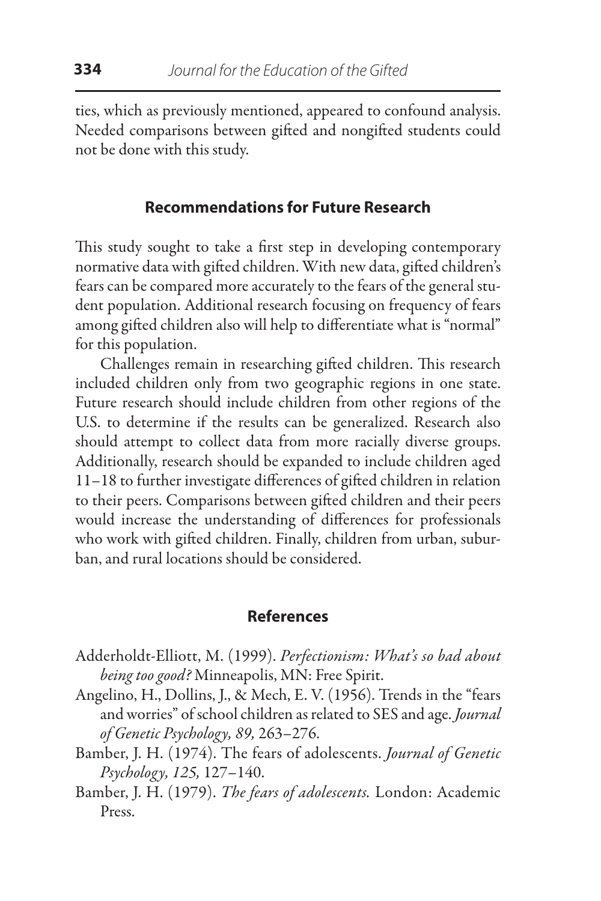ties, which as previously mentioned, appeared to confound analysis. Needed comparisons between gifted and nongifted students could not be done with this study.

## Recommendations for Future Research

This study sought to take a first step in developing contemporary normative data with gifted children. With new data, gifted children's fears can be compared more accurately to the fears of the general student population. Additional research focusing on frequency of fears among gifted children also will help to differentiate what is "normal" for this population.

Challenges remain in researching gifted children. This research included children only from two geographic regions in one state. Future research should include children from other regions of the U.S. to determine if the results can be generalized. Research also should attempt to collect data from more racially diverse groups. Additionally, research should be expanded to include children aged 11–18 to further investigate differences of gifted children in relation to their peers. Comparisons between gifted children and their peers would increase the understanding of differences for professionals who work with gifted children. Finally, children from urban, suburban, and rural locations should be considered.

## References

Adderholdt-Elliott, M. (1999). *Perfectionism: What's so bad about being too good?* Minneapolis, MN: Free Spirit.

Angelino, H., Dollins, J., & Mech, E. V. (1956). Trends in the "fears and worries" of school children as related to SES and age. *Journal of Genetic Psychology, 89,* 263–276.

Bamber, J. H. (1974). The fears of adolescents. *Journal of Genetic Psychology, 125,* 127–140.

Bamber, J. H. (1979). *The fears of adolescents.* London: Academic Press.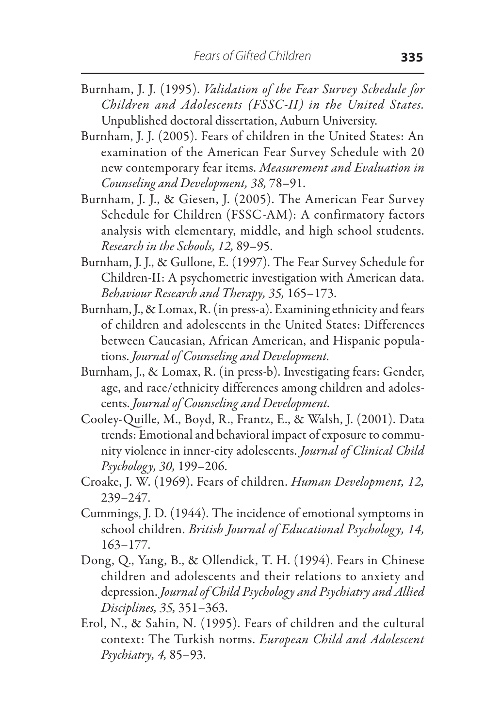Burnham, J. J. (1995). *Validation of the Fear Survey Schedule for Children and Adolescents (FSSC-II) in the United States.* Unpublished doctoral dissertation, Auburn University.

Burnham, J. J. (2005). Fears of children in the United States: An examination of the American Fear Survey Schedule with 20 new contemporary fear items. *Measurement and Evaluation in Counseling and Development, 38,* 78–91.

Burnham, J. J., & Giesen, J. (2005). The American Fear Survey Schedule for Children (FSSC-AM): A confirmatory factors analysis with elementary, middle, and high school students. *Research in the Schools, 12,* 89–95.

Burnham, J. J., & Gullone, E. (1997). The Fear Survey Schedule for Children-II: A psychometric investigation with American data. *Behaviour Research and Therapy, 35,* 165–173.

Burnham, J., & Lomax, R. (in press-a). Examining ethnicity and fears of children and adolescents in the United States: Differences between Caucasian, African American, and Hispanic populations. *Journal of Counseling and Development.*

Burnham, J., & Lomax, R. (in press-b). Investigating fears: Gender, age, and race/ethnicity differences among children and adolescents. *Journal of Counseling and Development.*

Cooley-Quille, M., Boyd, R., Frantz, E., & Walsh, J. (2001). Data trends: Emotional and behavioral impact of exposure to community violence in inner-city adolescents. *Journal of Clinical Child Psychology, 30,* 199–206.

Croake, J. W. (1969). Fears of children. *Human Development, 12,* 239–247.

Cummings, J. D. (1944). The incidence of emotional symptoms in school children. *British Journal of Educational Psychology, 14,* 163–177.

Dong, Q., Yang, B., & Ollendick, T. H. (1994). Fears in Chinese children and adolescents and their relations to anxiety and depression. *Journal of Child Psychology and Psychiatry and Allied Disciplines, 35,* 351–363.

Erol, N., & Sahin, N. (1995). Fears of children and the cultural context: The Turkish norms. *European Child and Adolescent Psychiatry, 4,* 85–93.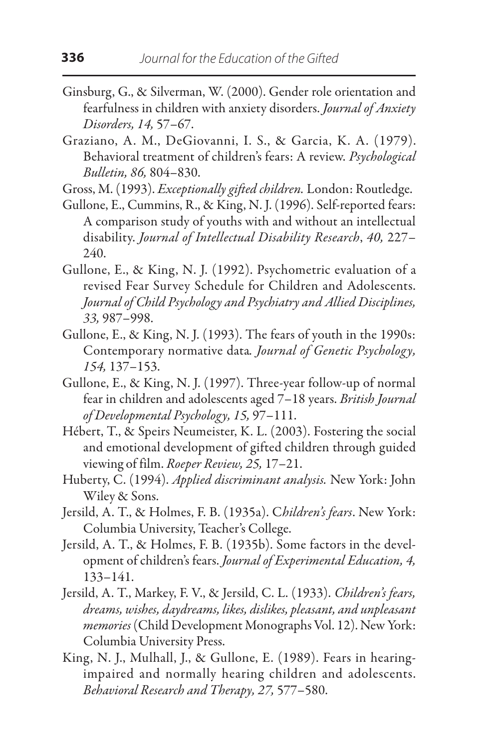Ginsburg, G., & Silverman, W. (2000). Gender role orientation and fearfulness in children with anxiety disorders. *Journal of Anxiety Disorders, 14,* 57–67.

Graziano, A. M., DeGiovanni, I. S., & Garcia, K. A. (1979). Behavioral treatment of children's fears: A review. *Psychological Bulletin, 86,* 804–830.

Gross, M. (1993). *Exceptionally gifted children.* London: Routledge.

Gullone, E., Cummins, R., & King, N. J. (1996). Self-reported fears: A comparison study of youths with and without an intellectual disability. *Journal of Intellectual Disability Research*, *40,* 227–240.

Gullone, E., & King, N. J. (1992). Psychometric evaluation of a revised Fear Survey Schedule for Children and Adolescents. *Journal of Child Psychology and Psychiatry and Allied Disciplines, 33,* 987–998.

Gullone, E., & King, N. J. (1993). The fears of youth in the 1990s: Contemporary normative data*. Journal of Genetic Psychology, 154,* 137–153.

Gullone, E., & King, N. J. (1997). Three-year follow-up of normal fear in children and adolescents aged 7–18 years. *British Journal of Developmental Psychology, 15,* 97–111.

Hébert, T., & Speirs Neumeister, K. L. (2003). Fostering the social and emotional development of gifted children through guided viewing of film. *Roeper Review, 25,* 17–21.

Huberty, C. (1994). *Applied discriminant analysis.* New York: John Wiley & Sons.

Jersild, A. T., & Holmes, F. B. (1935a). C*hildren's fears*. New York: Columbia University, Teacher's College.

Jersild, A. T., & Holmes, F. B. (1935b). Some factors in the development of children's fears. *Journal of Experimental Education, 4,* 133–141.

Jersild, A. T., Markey, F. V., & Jersild, C. L. (1933). *Children's fears, dreams, wishes, daydreams, likes, dislikes, pleasant, and unpleasant memories* (Child Development Monographs Vol. 12). New York: Columbia University Press.

King, N. J., Mulhall, J., & Gullone, E. (1989). Fears in hearing-impaired and normally hearing children and adolescents. *Behavioral Research and Therapy, 27,* 577–580.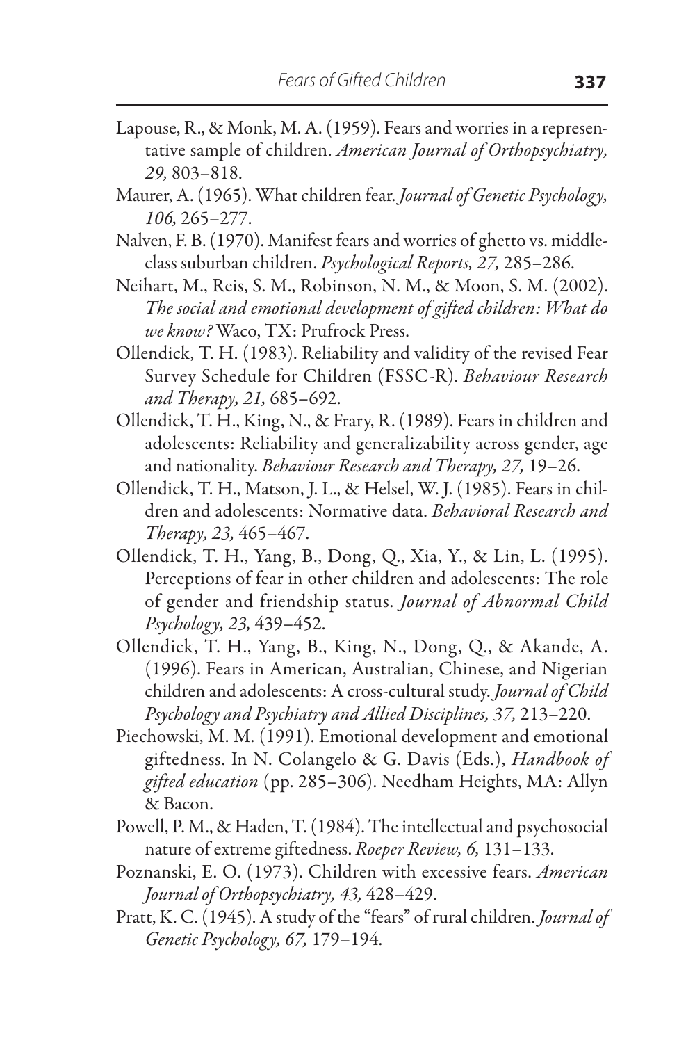Lapouse, R., & Monk, M. A. (1959). Fears and worries in a representative sample of children. *American Journal of Orthopsychiatry, 29,* 803–818.

Maurer, A. (1965). What children fear. *Journal of Genetic Psychology, 106,* 265–277.

Nalven, F. B. (1970). Manifest fears and worries of ghetto vs. middle-class suburban children. *Psychological Reports, 27,* 285–286.

Neihart, M., Reis, S. M., Robinson, N. M., & Moon, S. M. (2002). *The social and emotional development of gifted children: What do we know?* Waco, TX: Prufrock Press.

Ollendick, T. H. (1983). Reliability and validity of the revised Fear Survey Schedule for Children (FSSC-R). *Behaviour Research and Therapy, 21,* 685–692.

Ollendick, T. H., King, N., & Frary, R. (1989). Fears in children and adolescents: Reliability and generalizability across gender, age and nationality. *Behaviour Research and Therapy, 27,* 19–26.

Ollendick, T. H., Matson, J. L., & Helsel, W. J. (1985). Fears in children and adolescents: Normative data. *Behavioral Research and Therapy, 23,* 465–467.

Ollendick, T. H., Yang, B., Dong, Q., Xia, Y., & Lin, L. (1995). Perceptions of fear in other children and adolescents: The role of gender and friendship status. *Journal of Abnormal Child Psychology, 23,* 439–452.

Ollendick, T. H., Yang, B., King, N., Dong, Q., & Akande, A. (1996). Fears in American, Australian, Chinese, and Nigerian children and adolescents: A cross-cultural study. *Journal of Child Psychology and Psychiatry and Allied Disciplines, 37,* 213–220.

Piechowski, M. M. (1991). Emotional development and emotional giftedness. In N. Colangelo & G. Davis (Eds.), *Handbook of gifted education* (pp. 285–306). Needham Heights, MA: Allyn & Bacon.

Powell, P. M., & Haden, T. (1984). The intellectual and psychosocial nature of extreme giftedness. *Roeper Review, 6,* 131–133.

Poznanski, E. O. (1973). Children with excessive fears. *American Journal of Orthopsychiatry, 43,* 428–429.

Pratt, K. C. (1945). A study of the "fears" of rural children. *Journal of Genetic Psychology, 67,* 179–194.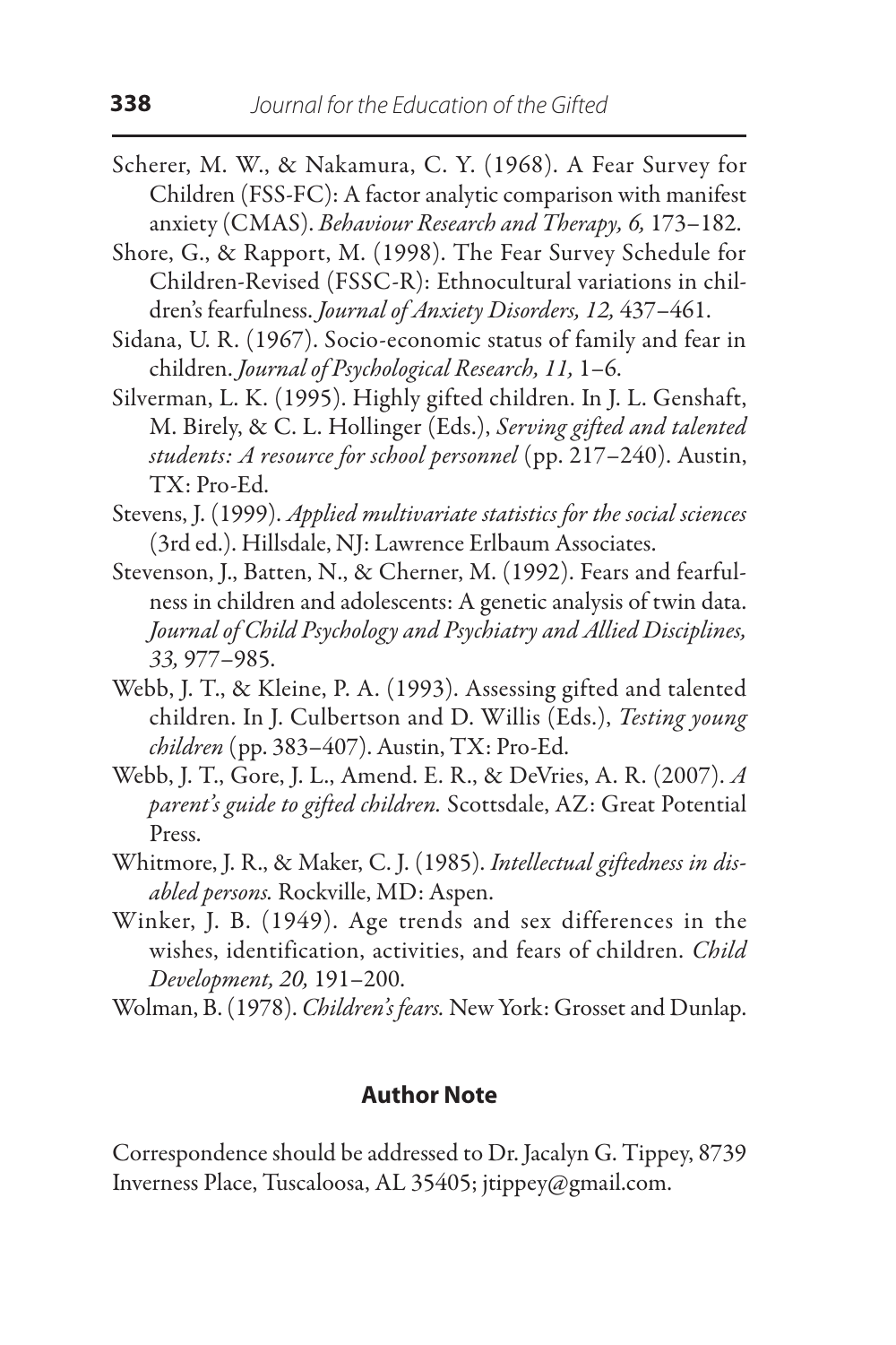Scherer, M. W., & Nakamura, C. Y. (1968). A Fear Survey for Children (FSS-FC): A factor analytic comparison with manifest anxiety (CMAS). *Behaviour Research and Therapy, 6,* 173–182.

Shore, G., & Rapport, M. (1998). The Fear Survey Schedule for Children-Revised (FSSC-R): Ethnocultural variations in children's fearfulness. *Journal of Anxiety Disorders, 12,* 437–461.

Sidana, U. R. (1967). Socio-economic status of family and fear in children. *Journal of Psychological Research, 11,* 1–6.

Silverman, L. K. (1995). Highly gifted children. In J. L. Genshaft, M. Birely, & C. L. Hollinger (Eds.), *Serving gifted and talented students: A resource for school personnel* (pp. 217–240). Austin, TX: Pro-Ed.

Stevens, J. (1999). *Applied multivariate statistics for the social sciences* (3rd ed.). Hillsdale, NJ: Lawrence Erlbaum Associates.

Stevenson, J., Batten, N., & Cherner, M. (1992). Fears and fearfulness in children and adolescents: A genetic analysis of twin data. *Journal of Child Psychology and Psychiatry and Allied Disciplines, 33,* 977–985.

Webb, J. T., & Kleine, P. A. (1993). Assessing gifted and talented children. In J. Culbertson and D. Willis (Eds.), *Testing young children* (pp. 383–407). Austin, TX: Pro-Ed.

Webb, J. T., Gore, J. L., Amend. E. R., & DeVries, A. R. (2007). *A parent's guide to gifted children.* Scottsdale, AZ: Great Potential Press.

Whitmore, J. R., & Maker, C. J. (1985). *Intellectual giftedness in disabled persons.* Rockville, MD: Aspen.

Winker, J. B. (1949). Age trends and sex differences in the wishes, identification, activities, and fears of children. *Child Development, 20,* 191–200.

Wolman, B. (1978). *Children's fears.* New York: Grosset and Dunlap.

## Author Note

Correspondence should be addressed to Dr. Jacalyn G. Tippey, 8739 Inverness Place, Tuscaloosa, AL 35405; jtippey@gmail.com.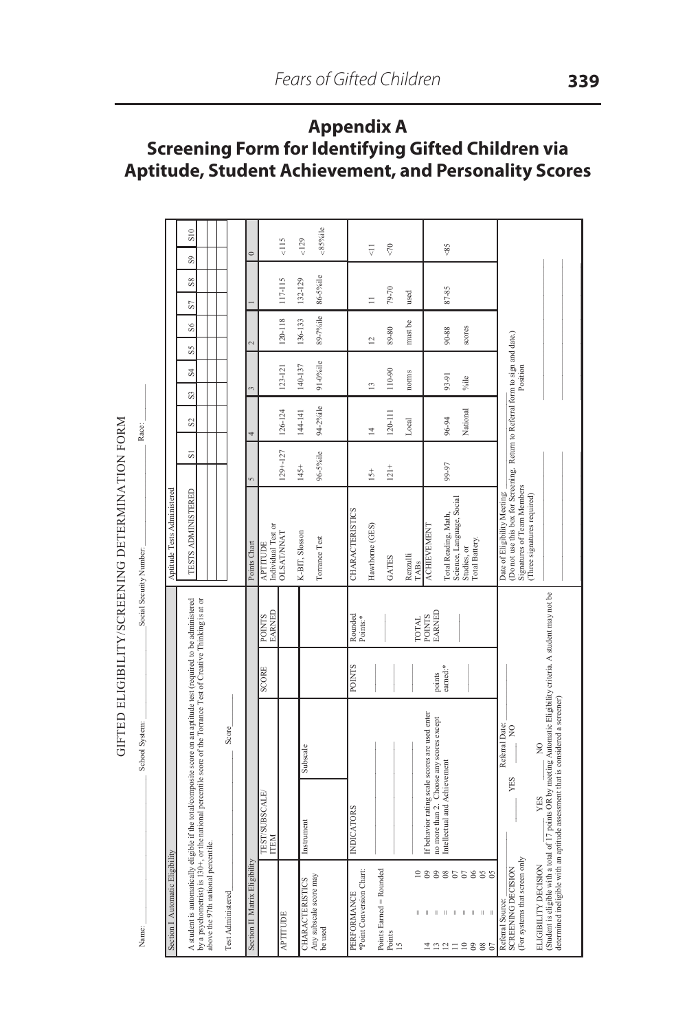# Appendix A

## Screening Form for Identifying Gifted Children via Aptitude, Student Achievement, and Personality Scores

GIFTED ELIGIBILITY/SCREENING DETERMINATION FORM

Name: ______ School System: ______ Social Security Number: ______ Race: ______

**Section I Automatic Eligibility**

A student is automatically eligible if the total/composite score on an aptitude test (required to be administered by a psychometrist) is 130+, or the national percentile score of the Torrance Test of Creative Thinking is at or above the 97th national percentile.

Test Administered ______ Score ______

**Aptitude Tests Administered**

| TESTS ADMINISTERED | S1 | S2 | S3 | S4 | S5 | S6 | S7 | S8 | S9 | S10 |
|---|---|---|---|---|---|---|---|---|---|---|
| | | | | | | | | | | |
| | | | | | | | | | | |
| | | | | | | | | | | |

**Section II Matrix Eligibility**

| | TEST/SUBSCALE/ ITEM | SCORE | POINTS EARNED |
|---|---|---|---|
| APTITUDE | | | |
| CHARACTERISTICS Any subscale score may be used | Instrument / Subscale | | |
| PERFORMANCE *Point Conversion Chart: | INDICATORS | POINTS | Rounded Points:* |
| | | | |
| | | | |
| | If behavior rating scale scores are used enter no more than 2. Choose any scores except Intellectual and Achievement | points earned:* | TOTAL POINTS EARNED |

Points Earned = Rounded Points

| Points Earned | | Rounded Points |
|---|---|---|
| 15 | = | 10 |
| 14 | = | 09 |
| 13 | = | 09 |
| 12 | = | 08 |
| 11 | = | 07 |
| 10 | = | 07 |
| 09 | = | 06 |
| 08 | = | 05 |
| 07 | = | 05 |

**Points Chart**

| | 5 | 4 | 3 | 2 | 1 | 0 |
|---|---|---|---|---|---|---|
| APTITUDE | | | | | | |
| Individual Test or OLSAT/NNAT | 129+-127 | 126-124 | 123-121 | 120-118 | 117-115 | <115 |
| K-BIT, Slosson | 145+ | 144-141 | 140-137 | 136-133 | 132-129 | <129 |
| Torrance Test | 96-5%ile | 94-2%ile | 91-0%ile | 89-7%ile | 86-5%ile | <85%ile |
| CHARACTERISTICS | | | | | | |
| Hawthorne (GES) | 15+ | 14 | 13 | 12 | 11 | <11 |
| GATES | 121+ | 120-111 | 110-90 | 89-80 | 79-70 | <70 |
| Renzulli TABs | | Local | norms | must be | used | |
| ACHIEVEMENT | | | | | | |
| Total Reading, Math, Science, Language, Social Studies, or Total Battery. | 99-97 | 96-94 | 93-91 | 90-88 | 87-85 | <85 |
| | | National | %ile | scores | | |

Referral Source: ______ Referral Date: ______

SCREENING DECISION (For systems that screen only) ______ YES ______ NO

ELIGIBILITY DECISION ______ YES ______ NO

(Student is eligible with a total of 17 points OR by meeting Automatic Eligibility criteria. A student may not be determined ineligible with an aptitude assessment that is considered a screener)

Date of Eligibility Meeting: ______

(Do not use this box for Screening. Return to Referral form to sign and date.)

Signatures of Team Members (Three signatures required) ______ Position ______